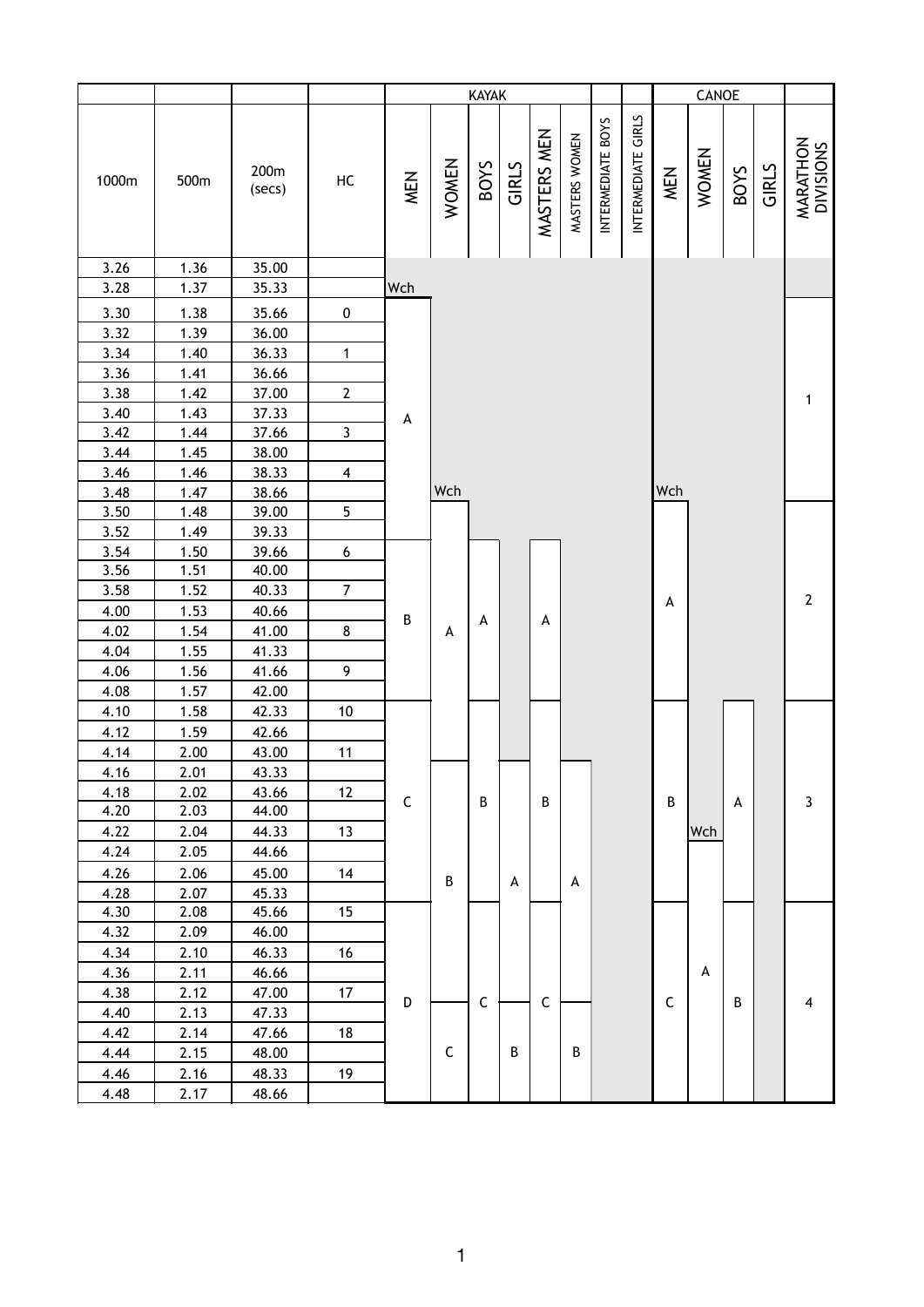| | | | | KAYAK | | | | | | | | CANOE | | | | |
|---|---|---|---|---|---|---|---|---|---|---|---|---|---|---|---|---|
| 1000m | 500m | 200m (secs) | HC | MEN | WOMEN | BOYS | GIRLS | MASTERS MEN | MASTERS WOMEN | INTERMEDIATE BOYS | INTERMEDIATE GIRLS | MEN | WOMEN | BOYS | GIRLS | MARATHON DIVISIONS |
| 3.26 | 1.36 | 35.00 | | | | | | | | | | | | | | |
| 3.28 | 1.37 | 35.33 | | Wch | | | | | | | | | | | | |
| 3.30 | 1.38 | 35.66 | 0 | | | | | | | | | | | | | |
| 3.32 | 1.39 | 36.00 | | | | | | | | | | | | | | |
| 3.34 | 1.40 | 36.33 | 1 | | | | | | | | | | | | | |
| 3.36 | 1.41 | 36.66 | | | | | | | | | | | | | | |
| 3.38 | 1.42 | 37.00 | 2 | | | | | | | | | | | | | 1 |
| 3.40 | 1.43 | 37.33 | | A | | | | | | | | | | | | |
| 3.42 | 1.44 | 37.66 | 3 | | | | | | | | | | | | | |
| 3.44 | 1.45 | 38.00 | | | | | | | | | | | | | | |
| 3.46 | 1.46 | 38.33 | 4 | | | | | | | | | | | | | |
| 3.48 | 1.47 | 38.66 | | | Wch | | | | | | | Wch | | | | |
| 3.50 | 1.48 | 39.00 | 5 | | | | | | | | | | | | | |
| 3.52 | 1.49 | 39.33 | | | | | | | | | | | | | | |
| 3.54 | 1.50 | 39.66 | 6 | | | | | | | | | | | | | |
| 3.56 | 1.51 | 40.00 | | | | | | | | | | | | | | |
| 3.58 | 1.52 | 40.33 | 7 | | | | | | | | | A | | | | 2 |
| 4.00 | 1.53 | 40.66 | | B | | A | | A | | | | | | | | |
| 4.02 | 1.54 | 41.00 | 8 | | A | | | | | | | | | | | |
| 4.04 | 1.55 | 41.33 | | | | | | | | | | | | | | |
| 4.06 | 1.56 | 41.66 | 9 | | | | | | | | | | | | | |
| 4.08 | 1.57 | 42.00 | | | | | | | | | | | | | | |
| 4.10 | 1.58 | 42.33 | 10 | | | | | | | | | | | | | |
| 4.12 | 1.59 | 42.66 | | | | | | | | | | | | | | |
| 4.14 | 2.00 | 43.00 | 11 | | | | | | | | | | | | | |
| 4.16 | 2.01 | 43.33 | | | | | | | | | | | | | | |
| 4.18 | 2.02 | 43.66 | 12 | C | | B | | B | | | | B | | A | | 3 |
| 4.20 | 2.03 | 44.00 | | | | | | | | | | | | | | |
| 4.22 | 2.04 | 44.33 | 13 | | | | | | | | | | Wch | | | |
| 4.24 | 2.05 | 44.66 | | | | | | | | | | | | | | |
| 4.26 | 2.06 | 45.00 | 14 | | B | | A | | A | | | | | | | |
| 4.28 | 2.07 | 45.33 | | | | | | | | | | | | | | |
| 4.30 | 2.08 | 45.66 | 15 | | | | | | | | | | | | | |
| 4.32 | 2.09 | 46.00 | | | | | | | | | | | | | | |
| 4.34 | 2.10 | 46.33 | 16 | | | | | | | | | | | | | |
| 4.36 | 2.11 | 46.66 | | | | | | | | | | | A | | | |
| 4.38 | 2.12 | 47.00 | 17 | D | | C | | C | | | | C | | B | | 4 |
| 4.40 | 2.13 | 47.33 | | | | | | | | | | | | | | |
| 4.42 | 2.14 | 47.66 | 18 | | | | | | | | | | | | | |
| 4.44 | 2.15 | 48.00 | | | C | | B | | B | | | | | | | |
| 4.46 | 2.16 | 48.33 | 19 | | | | | | | | | | | | | |
| 4.48 | 2.17 | 48.66 | | | | | | | | | | | | | | |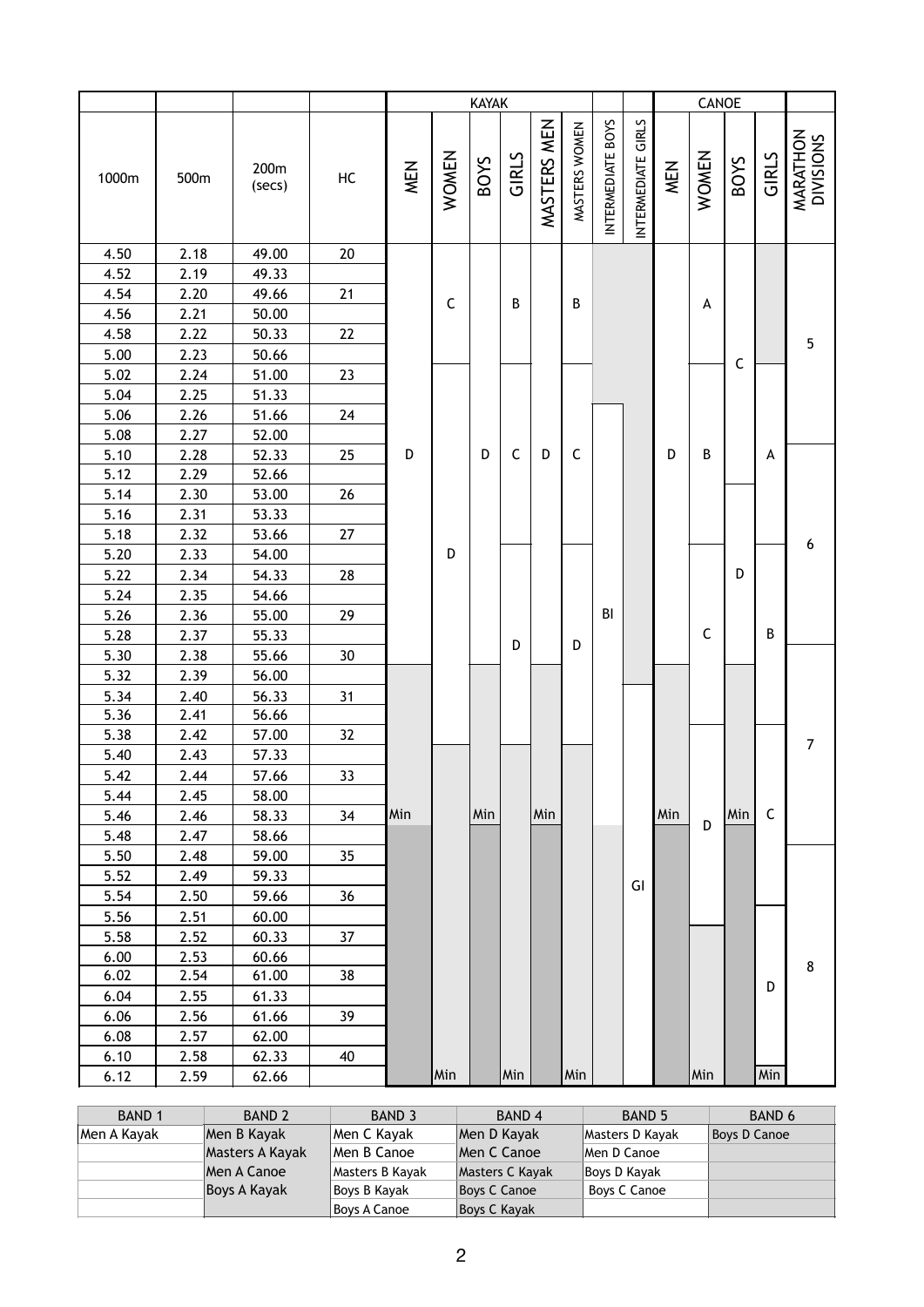| | | | | KAYAK | | | | | | | | CANOE | | | | |
|---|---|---|---|---|---|---|---|---|---|---|---|---|---|---|---|---|
| 1000m | 500m | 200m (secs) | HC | MEN | WOMEN | BOYS | GIRLS | MASTERS MEN | MASTERS WOMEN | INTERMEDIATE BOYS | INTERMEDIATE GIRLS | MEN | WOMEN | BOYS | GIRLS | MARATHON DIVISIONS |
| 4.50 | 2.18 | 49.00 | 20 | | | | | | | | | | | | | |
| 4.52 | 2.19 | 49.33 | | | | | | | | | | | | | | |
| 4.54 | 2.20 | 49.66 | 21 | | C | | B | | B | | | | A | | | |
| 4.56 | 2.21 | 50.00 | | | | | | | | | | | | | | |
| 4.58 | 2.22 | 50.33 | 22 | | | | | | | | | | | | | 5 |
| 5.00 | 2.23 | 50.66 | | | | | | | | | | | | C | | |
| 5.02 | 2.24 | 51.00 | 23 | | | | | | | | | | | | | |
| 5.04 | 2.25 | 51.33 | | | | | | | | | | | | | | |
| 5.06 | 2.26 | 51.66 | 24 | | | | | | | | | | | | | |
| 5.08 | 2.27 | 52.00 | | | | | | | | | | | | | | |
| 5.10 | 2.28 | 52.33 | 25 | D | | D | C | D | C | | | D | B | | A | |
| 5.12 | 2.29 | 52.66 | | | | | | | | | | | | | | |
| 5.14 | 2.30 | 53.00 | 26 | | | | | | | | | | | | | |
| 5.16 | 2.31 | 53.33 | | | | | | | | | | | | | | |
| 5.18 | 2.32 | 53.66 | 27 | | | | | | | | | | | | | |
| 5.20 | 2.33 | 54.00 | | | D | | | | | | | | | | | 6 |
| 5.22 | 2.34 | 54.33 | 28 | | | | | | | | | | | D | | |
| 5.24 | 2.35 | 54.66 | | | | | | | | | | | | | | |
| 5.26 | 2.36 | 55.00 | 29 | | | | | | | BI | | | | | | |
| 5.28 | 2.37 | 55.33 | | | | | | | | | | | C | | B | |
| 5.30 | 2.38 | 55.66 | 30 | | | | D | | D | | | | | | | |
| 5.32 | 2.39 | 56.00 | | | | | | | | | | | | | | |
| 5.34 | 2.40 | 56.33 | 31 | | | | | | | | | | | | | |
| 5.36 | 2.41 | 56.66 | | | | | | | | | | | | | | |
| 5.38 | 2.42 | 57.00 | 32 | | | | | | | | | | | | | 7 |
| 5.40 | 2.43 | 57.33 | | | | | | | | | | | | | | |
| 5.42 | 2.44 | 57.66 | 33 | | | | | | | | | | | | | |
| 5.44 | 2.45 | 58.00 | | | | | | | | | | | | | | |
| 5.46 | 2.46 | 58.33 | 34 | Min | | Min | | Min | | | | Min | D | Min | C | |
| 5.48 | 2.47 | 58.66 | | | | | | | | | | | | | | |
| 5.50 | 2.48 | 59.00 | 35 | | | | | | | | | | | | | |
| 5.52 | 2.49 | 59.33 | | | | | | | | | GI | | | | | |
| 5.54 | 2.50 | 59.66 | 36 | | | | | | | | | | | | | |
| 5.56 | 2.51 | 60.00 | | | | | | | | | | | | | | |
| 5.58 | 2.52 | 60.33 | 37 | | | | | | | | | | | | | |
| 6.00 | 2.53 | 60.66 | | | | | | | | | | | | | | |
| 6.02 | 2.54 | 61.00 | 38 | | | | | | | | | | | | | 8 |
| 6.04 | 2.55 | 61.33 | | | | | | | | | | | | | D | |
| 6.06 | 2.56 | 61.66 | 39 | | | | | | | | | | | | | |
| 6.08 | 2.57 | 62.00 | | | | | | | | | | | | | | |
| 6.10 | 2.58 | 62.33 | 40 | | | | | | | | | | | | | |
| 6.12 | 2.59 | 62.66 | | | Min | | Min | | Min | | | | Min | | Min | |

| BAND 1 | BAND 2 | BAND 3 | BAND 4 | BAND 5 | BAND 6 |
|---|---|---|---|---|---|
| Men A Kayak | Men B Kayak | Men C Kayak | Men D Kayak | Masters D Kayak | Boys D Canoe |
| | Masters A Kayak | Men B Canoe | Men C Canoe | Men D Canoe | |
| | Men A Canoe | Masters B Kayak | Masters C Kayak | Boys D Kayak | |
| | Boys A Kayak | Boys B Kayak | Boys C Canoe | Boys C Canoe | |
| | | Boys A Canoe | Boys C Kayak | | |